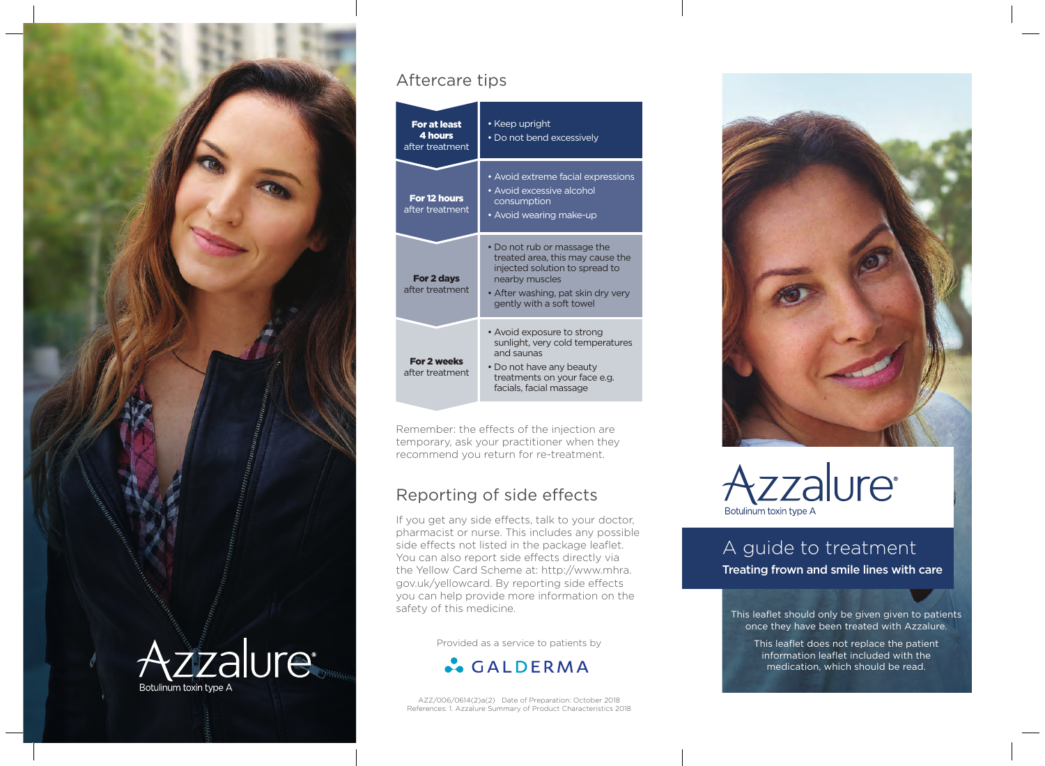Azzalure®
Botulinum toxin type A

## Aftercare tips

| | |
|---|---|
| **For at least 4 hours** after treatment | • Keep upright<br>• Do not bend excessively |
| **For 12 hours** after treatment | • Avoid extreme facial expressions<br>• Avoid excessive alcohol consumption<br>• Avoid wearing make-up |
| **For 2 days** after treatment | • Do not rub or massage the treated area, this may cause the injected solution to spread to nearby muscles<br>• After washing, pat skin dry very gently with a soft towel |
| **For 2 weeks** after treatment | • Avoid exposure to strong sunlight, very cold temperatures and saunas<br>• Do not have any beauty treatments on your face e.g. facials, facial massage |

Remember: the effects of the injection are temporary, ask your practitioner when they recommend you return for re-treatment.

## Reporting of side effects

If you get any side effects, talk to your doctor, pharmacist or nurse. This includes any possible side effects not listed in the package leaflet. You can also report side effects directly via the Yellow Card Scheme at: http://www.mhra.gov.uk/yellowcard. By reporting side effects you can help provide more information on the safety of this medicine.

Provided as a service to patients by

GALDERMA

AZZ/006/0614(2)a(2) Date of Preparation: October 2018
References: 1. Azzalure Summary of Product Characteristics 2018

Azzalure®
Botulinum toxin type A

# A guide to treatment

**Treating frown and smile lines with care**

This leaflet should only be given given to patients once they have been treated with Azzalure.

This leaflet does not replace the patient information leaflet included with the medication, which should be read.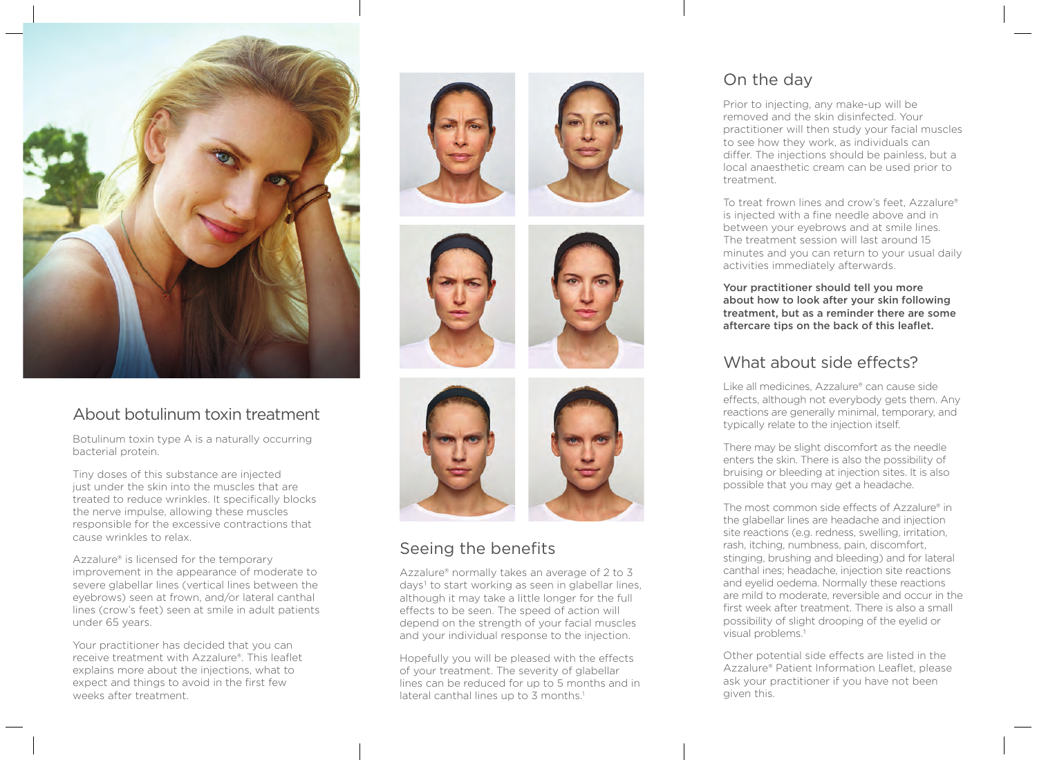## About botulinum toxin treatment

Botulinum toxin type A is a naturally occurring bacterial protein.

Tiny doses of this substance are injected just under the skin into the muscles that are treated to reduce wrinkles. It specifically blocks the nerve impulse, allowing these muscles responsible for the excessive contractions that cause wrinkles to relax.

Azzalure® is licensed for the temporary improvement in the appearance of moderate to severe glabellar lines (vertical lines between the eyebrows) seen at frown, and/or lateral canthal lines (crow's feet) seen at smile in adult patients under 65 years.

Your practitioner has decided that you can receive treatment with Azzalure®. This leaflet explains more about the injections, what to expect and things to avoid in the first few weeks after treatment.

## Seeing the benefits

Azzalure® normally takes an average of 2 to 3 days[1] to start working as seen in glabellar lines, although it may take a little longer for the full effects to be seen. The speed of action will depend on the strength of your facial muscles and your individual response to the injection.

Hopefully you will be pleased with the effects of your treatment. The severity of glabellar lines can be reduced for up to 5 months and in lateral canthal lines up to 3 months.[1]

## On the day

Prior to injecting, any make-up will be removed and the skin disinfected. Your practitioner will then study your facial muscles to see how they work, as individuals can differ. The injections should be painless, but a local anaesthetic cream can be used prior to treatment.

To treat frown lines and crow's feet, Azzalure® is injected with a fine needle above and in between your eyebrows and at smile lines. The treatment session will last around 15 minutes and you can return to your usual daily activities immediately afterwards.

**Your practitioner should tell you more about how to look after your skin following treatment, but as a reminder there are some aftercare tips on the back of this leaflet.**

## What about side effects?

Like all medicines, Azzalure® can cause side effects, although not everybody gets them. Any reactions are generally minimal, temporary, and typically relate to the injection itself.

There may be slight discomfort as the needle enters the skin. There is also the possibility of bruising or bleeding at injection sites. It is also possible that you may get a headache.

The most common side effects of Azzalure® in the glabellar lines are headache and injection site reactions (e.g. redness, swelling, irritation, rash, itching, numbness, pain, discomfort, stinging, brushing and bleeding) and for lateral canthal ines; headache, injection site reactions and eyelid oedema. Normally these reactions are mild to moderate, reversible and occur in the first week after treatment. There is also a small possibility of slight drooping of the eyelid or visual problems.[1]

Other potential side effects are listed in the Azzalure® Patient Information Leaflet, please ask your practitioner if you have not been given this.